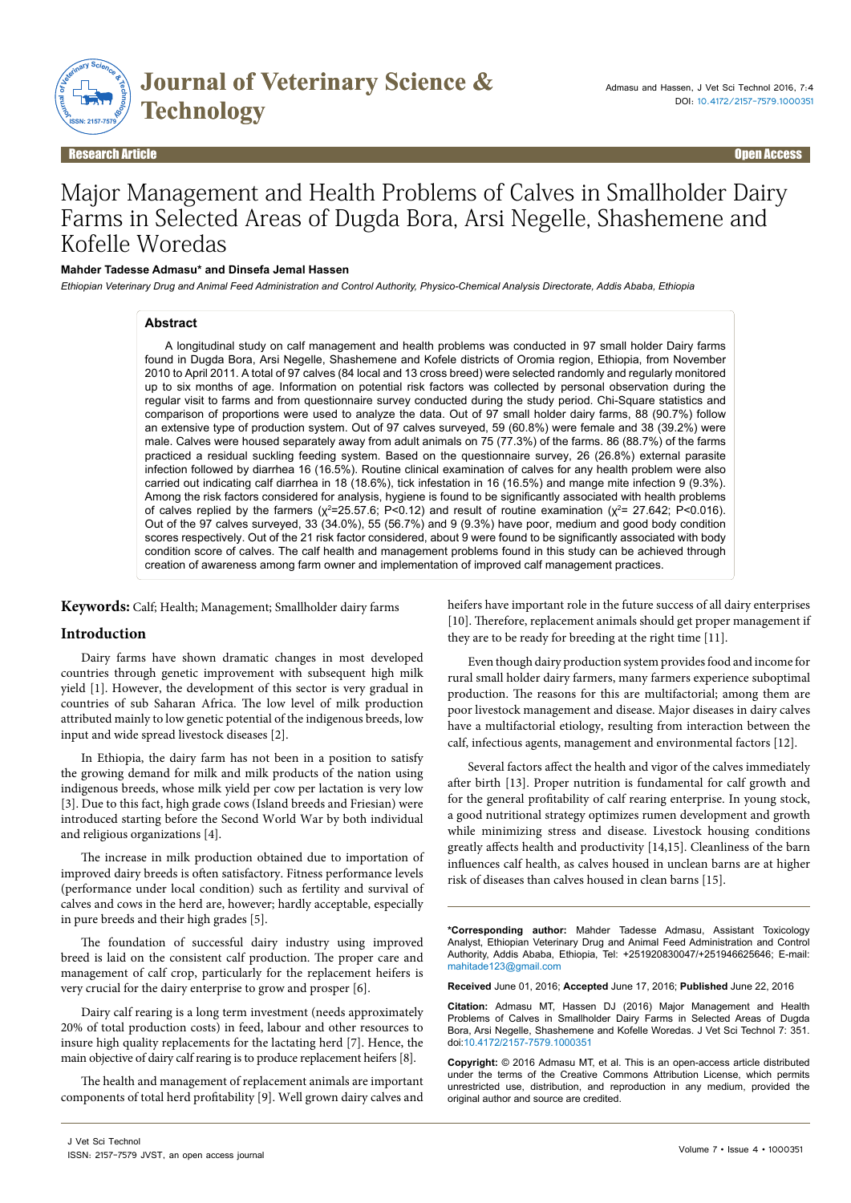Research Article | Open Access

# Major Management and Health Problems of Calves in Smallholder Dairy Farms in Selected Areas of Dugda Bora, Arsi Negelle, Shashemene and Kofelle Woredas

**Mahder Tadesse Admasu* and Dinsefa Jemal Hassen**

*Ethiopian Veterinary Drug and Animal Feed Administration and Control Authority, Physico-Chemical Analysis Directorate, Addis Ababa, Ethiopia*

## Abstract

A longitudinal study on calf management and health problems was conducted in 97 small holder Dairy farms found in Dugda Bora, Arsi Negelle, Shashemene and Kofele districts of Oromia region, Ethiopia, from November 2010 to April 2011. A total of 97 calves (84 local and 13 cross breed) were selected randomly and regularly monitored up to six months of age. Information on potential risk factors was collected by personal observation during the regular visit to farms and from questionnaire survey conducted during the study period. Chi-Square statistics and comparison of proportions were used to analyze the data. Out of 97 small holder dairy farms, 88 (90.7%) follow an extensive type of production system. Out of 97 calves surveyed, 59 (60.8%) were female and 38 (39.2%) were male. Calves were housed separately away from adult animals on 75 (77.3%) of the farms. 86 (88.7%) of the farms practiced a residual suckling feeding system. Based on the questionnaire survey, 26 (26.8%) external parasite infection followed by diarrhea 16 (16.5%). Routine clinical examination of calves for any health problem were also carried out indicating calf diarrhea in 18 (18.6%), tick infestation in 16 (16.5%) and mange mite infection 9 (9.3%). Among the risk factors considered for analysis, hygiene is found to be significantly associated with health problems of calves replied by the farmers ($\chi^2$=25.57.6; P<0.12) and result of routine examination ($\chi^2$= 27.642; P<0.016). Out of the 97 calves surveyed, 33 (34.0%), 55 (56.7%) and 9 (9.3%) have poor, medium and good body condition scores respectively. Out of the 21 risk factor considered, about 9 were found to be significantly associated with body condition score of calves. The calf health and management problems found in this study can be achieved through creation of awareness among farm owner and implementation of improved calf management practices.

**Keywords:** Calf; Health; Management; Smallholder dairy farms

## Introduction

Dairy farms have shown dramatic changes in most developed countries through genetic improvement with subsequent high milk yield [1]. However, the development of this sector is very gradual in countries of sub Saharan Africa. The low level of milk production attributed mainly to low genetic potential of the indigenous breeds, low input and wide spread livestock diseases [2].

In Ethiopia, the dairy farm has not been in a position to satisfy the growing demand for milk and milk products of the nation using indigenous breeds, whose milk yield per cow per lactation is very low [3]. Due to this fact, high grade cows (Island breeds and Friesian) were introduced starting before the Second World War by both individual and religious organizations [4].

The increase in milk production obtained due to importation of improved dairy breeds is often satisfactory. Fitness performance levels (performance under local condition) such as fertility and survival of calves and cows in the herd are, however; hardly acceptable, especially in pure breeds and their high grades [5].

The foundation of successful dairy industry using improved breed is laid on the consistent calf production. The proper care and management of calf crop, particularly for the replacement heifers is very crucial for the dairy enterprise to grow and prosper [6].

Dairy calf rearing is a long term investment (needs approximately 20% of total production costs) in feed, labour and other resources to insure high quality replacements for the lactating herd [7]. Hence, the main objective of dairy calf rearing is to produce replacement heifers [8].

The health and management of replacement animals are important components of total herd profitability [9]. Well grown dairy calves and heifers have important role in the future success of all dairy enterprises [10]. Therefore, replacement animals should get proper management if they are to be ready for breeding at the right time [11].

Even though dairy production system provides food and income for rural small holder dairy farmers, many farmers experience suboptimal production. The reasons for this are multifactorial; among them are poor livestock management and disease. Major diseases in dairy calves have a multifactorial etiology, resulting from interaction between the calf, infectious agents, management and environmental factors [12].

Several factors affect the health and vigor of the calves immediately after birth [13]. Proper nutrition is fundamental for calf growth and for the general profitability of calf rearing enterprise. In young stock, a good nutritional strategy optimizes rumen development and growth while minimizing stress and disease. Livestock housing conditions greatly affects health and productivity [14,15]. Cleanliness of the barn influences calf health, as calves housed in unclean barns are at higher risk of diseases than calves housed in clean barns [15].

---

***Corresponding author:** Mahder Tadesse Admasu, Assistant Toxicology Analyst, Ethiopian Veterinary Drug and Animal Feed Administration and Control Authority, Addis Ababa, Ethiopia, Tel: +251920830047/+251946625646; E-mail: mahitade123@gmail.com

**Received** June 01, 2016; **Accepted** June 17, 2016; **Published** June 22, 2016

**Citation:** Admasu MT, Hassen DJ (2016) Major Management and Health Problems of Calves in Smallholder Dairy Farms in Selected Areas of Dugda Bora, Arsi Negelle, Shashemene and Kofelle Woredas. J Vet Sci Technol 7: 351. doi:10.4172/2157-7579.1000351

**Copyright:** © 2016 Admasu MT, et al. This is an open-access article distributed under the terms of the Creative Commons Attribution License, which permits unrestricted use, distribution, and reproduction in any medium, provided the original author and source are credited.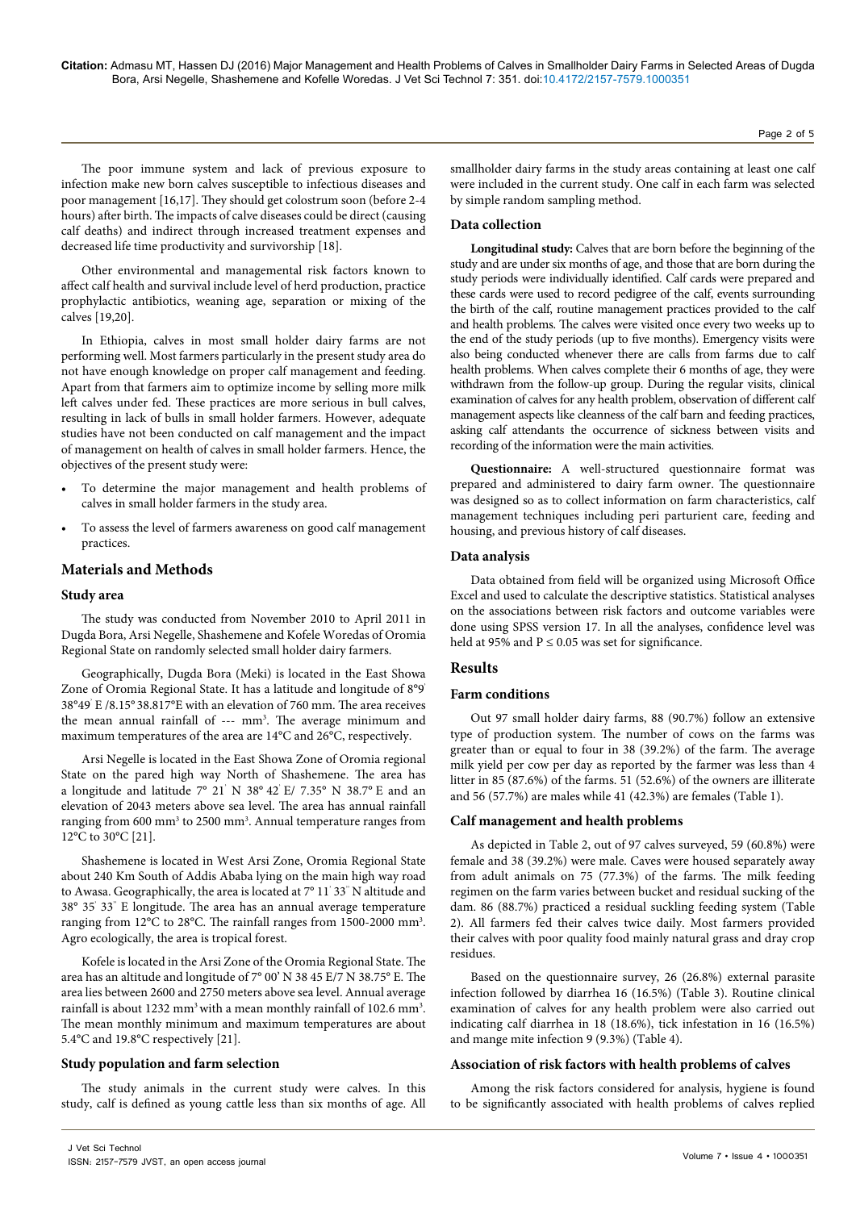The poor immune system and lack of previous exposure to infection make new born calves susceptible to infectious diseases and poor management [16,17]. They should get colostrum soon (before 2-4 hours) after birth. The impacts of calve diseases could be direct (causing calf deaths) and indirect through increased treatment expenses and decreased life time productivity and survivorship [18].

Other environmental and managemental risk factors known to affect calf health and survival include level of herd production, practice prophylactic antibiotics, weaning age, separation or mixing of the calves [19,20].

In Ethiopia, calves in most small holder dairy farms are not performing well. Most farmers particularly in the present study area do not have enough knowledge on proper calf management and feeding. Apart from that farmers aim to optimize income by selling more milk left calves under fed. These practices are more serious in bull calves, resulting in lack of bulls in small holder farmers. However, adequate studies have not been conducted on calf management and the impact of management on health of calves in small holder farmers. Hence, the objectives of the present study were:

- To determine the major management and health problems of calves in small holder farmers in the study area.
- To assess the level of farmers awareness on good calf management practices.

## Materials and Methods

### Study area

The study was conducted from November 2010 to April 2011 in Dugda Bora, Arsi Negelle, Shashemene and Kofele Woredas of Oromia Regional State on randomly selected small holder dairy farmers.

Geographically, Dugda Bora (Meki) is located in the East Showa Zone of Oromia Regional State. It has a latitude and longitude of 8°9' 38°49' E /8.15°38.817°E with an elevation of 760 mm. The area receives the mean annual rainfall of --- mm³. The average minimum and maximum temperatures of the area are 14°C and 26°C, respectively.

Arsi Negelle is located in the East Showa Zone of Oromia regional State on the pared high way North of Shashemene. The area has a longitude and latitude 7° 21' N 38° 42' E/ 7.35° N 38.7° E and an elevation of 2043 meters above sea level. The area has annual rainfall ranging from 600 mm³ to 2500 mm³. Annual temperature ranges from 12°C to 30°C [21].

Shashemene is located in West Arsi Zone, Oromia Regional State about 240 Km South of Addis Ababa lying on the main high way road to Awasa. Geographically, the area is located at 7° 11' 33'' N altitude and 38° 35' 33'' E longitude. The area has an annual average temperature ranging from 12°C to 28°C. The rainfall ranges from 1500-2000 mm³. Agro ecologically, the area is tropical forest.

Kofele is located in the Arsi Zone of the Oromia Regional State. The area has an altitude and longitude of 7° 00' N 38 45 E/7 N 38.75° E. The area lies between 2600 and 2750 meters above sea level. Annual average rainfall is about 1232 mm³ with a mean monthly rainfall of 102.6 mm³. The mean monthly minimum and maximum temperatures are about 5.4°C and 19.8°C respectively [21].

### Study population and farm selection

The study animals in the current study were calves. In this study, calf is defined as young cattle less than six months of age. All smallholder dairy farms in the study areas containing at least one calf were included in the current study. One calf in each farm was selected by simple random sampling method.

### Data collection

**Longitudinal study:** Calves that are born before the beginning of the study and are under six months of age, and those that are born during the study periods were individually identified. Calf cards were prepared and these cards were used to record pedigree of the calf, events surrounding the birth of the calf, routine management practices provided to the calf and health problems. The calves were visited once every two weeks up to the end of the study periods (up to five months). Emergency visits were also being conducted whenever there are calls from farms due to calf health problems. When calves complete their 6 months of age, they were withdrawn from the follow-up group. During the regular visits, clinical examination of calves for any health problem, observation of different calf management aspects like cleanness of the calf barn and feeding practices, asking calf attendants the occurrence of sickness between visits and recording of the information were the main activities.

**Questionnaire:** A well-structured questionnaire format was prepared and administered to dairy farm owner. The questionnaire was designed so as to collect information on farm characteristics, calf management techniques including peri parturient care, feeding and housing, and previous history of calf diseases.

### Data analysis

Data obtained from field will be organized using Microsoft Office Excel and used to calculate the descriptive statistics. Statistical analyses on the associations between risk factors and outcome variables were done using SPSS version 17. In all the analyses, confidence level was held at 95% and P ≤ 0.05 was set for significance.

## Results

### Farm conditions

Out 97 small holder dairy farms, 88 (90.7%) follow an extensive type of production system. The number of cows on the farms was greater than or equal to four in 38 (39.2%) of the farm. The average milk yield per cow per day as reported by the farmer was less than 4 litter in 85 (87.6%) of the farms. 51 (52.6%) of the owners are illiterate and 56 (57.7%) are males while 41 (42.3%) are females (Table 1).

### Calf management and health problems

As depicted in Table 2, out of 97 calves surveyed, 59 (60.8%) were female and 38 (39.2%) were male. Caves were housed separately away from adult animals on 75 (77.3%) of the farms. The milk feeding regimen on the farm varies between bucket and residual sucking of the dam. 86 (88.7%) practiced a residual suckling feeding system (Table 2). All farmers fed their calves twice daily. Most farmers provided their calves with poor quality food mainly natural grass and dray crop residues.

Based on the questionnaire survey, 26 (26.8%) external parasite infection followed by diarrhea 16 (16.5%) (Table 3). Routine clinical examination of calves for any health problem were also carried out indicating calf diarrhea in 18 (18.6%), tick infestation in 16 (16.5%) and mange mite infection 9 (9.3%) (Table 4).

### Association of risk factors with health problems of calves

Among the risk factors considered for analysis, hygiene is found to be significantly associated with health problems of calves replied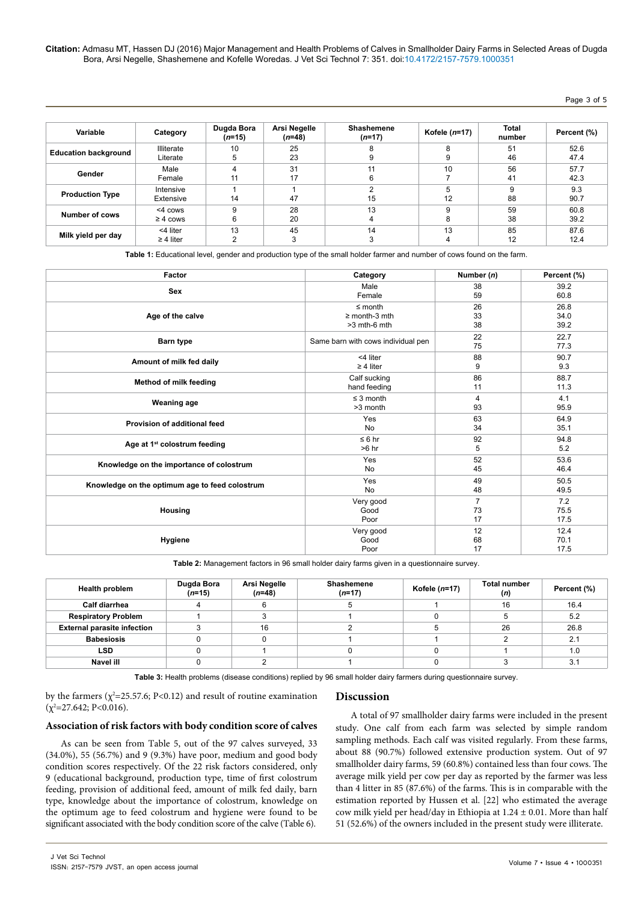| Variable | Category | Dugda Bora (*n*=15) | Arsi Negelle (*n*=48) | Shashemene (*n*=17) | Kofele (*n*=17) | Total number | Percent (%) |
|---|---|---|---|---|---|---|---|
| **Education background** | Illiterate<br>Literate | 10<br>5 | 25<br>23 | 8<br>9 | 8<br>9 | 51<br>46 | 52.6<br>47.4 |
| **Gender** | Male<br>Female | 4<br>11 | 31<br>17 | 11<br>6 | 10<br>7 | 56<br>41 | 57.7<br>42.3 |
| **Production Type** | Intensive<br>Extensive | 1<br>14 | 1<br>47 | 2<br>15 | 5<br>12 | 9<br>88 | 9.3<br>90.7 |
| **Number of cows** | <4 cows<br>≥ 4 cows | 9<br>6 | 28<br>20 | 13<br>4 | 9<br>8 | 59<br>38 | 60.8<br>39.2 |
| **Milk yield per day** | <4 liter<br>≥ 4 liter | 13<br>2 | 45<br>3 | 14<br>3 | 13<br>4 | 85<br>12 | 87.6<br>12.4 |

**Table 1:** Educational level, gender and production type of the small holder farmer and number of cows found on the farm.

| Factor | Category | Number (*n*) | Percent (%) |
|---|---|---|---|
| **Sex** | Male<br>Female | 38<br>59 | 39.2<br>60.8 |
| **Age of the calve** | ≤ month<br>≥ month-3 mth<br>>3 mth-6 mth | 26<br>33<br>38 | 26.8<br>34.0<br>39.2 |
| **Barn type** | Same barn with cows individual pen | 22<br>75 | 22.7<br>77.3 |
| **Amount of milk fed daily** | <4 liter<br>≥ 4 liter | 88<br>9 | 90.7<br>9.3 |
| **Method of milk feeding** | Calf sucking<br>hand feeding | 86<br>11 | 88.7<br>11.3 |
| **Weaning age** | ≤ 3 month<br>>3 month | 4<br>93 | 4.1<br>95.9 |
| **Provision of additional feed** | Yes<br>No | 63<br>34 | 64.9<br>35.1 |
| **Age at 1st colostrum feeding** | ≤ 6 hr<br>>6 hr | 92<br>5 | 94.8<br>5.2 |
| **Knowledge on the importance of colostrum** | Yes<br>No | 52<br>45 | 53.6<br>46.4 |
| **Knowledge on the optimum age to feed colostrum** | Yes<br>No | 49<br>48 | 50.5<br>49.5 |
| **Housing** | Very good<br>Good<br>Poor | 7<br>73<br>17 | 7.2<br>75.5<br>17.5 |
| **Hygiene** | Very good<br>Good<br>Poor | 12<br>68<br>17 | 12.4<br>70.1<br>17.5 |

**Table 2:** Management factors in 96 small holder dairy farms given in a questionnaire survey.

| Health problem | Dugda Bora (*n*=15) | Arsi Negelle (*n*=48) | Shashemene (*n*=17) | Kofele (*n*=17) | Total number (*n*) | Percent (%) |
|---|---|---|---|---|---|---|
| **Calf diarrhea** | 4 | 6 | 5 | 1 | 16 | 16.4 |
| **Respiratory Problem** | 1 | 3 | 1 | 0 | 5 | 5.2 |
| **External parasite infection** | 3 | 16 | 2 | 5 | 26 | 26.8 |
| **Babesiosis** | 0 | 0 | 1 | 1 | 2 | 2.1 |
| **LSD** | 0 | 1 | 0 | 0 | 1 | 1.0 |
| **Navel ill** | 0 | 2 | 1 | 0 | 3 | 3.1 |

**Table 3:** Health problems (disease conditions) replied by 96 small holder dairy farmers during questionnaire survey.

by the farmers ($\chi^2$=25.57.6; P<0.12) and result of routine examination ($\chi^2$=27.642; P<0.016).

## Association of risk factors with body condition score of calves

As can be seen from Table 5, out of the 97 calves surveyed, 33 (34.0%), 55 (56.7%) and 9 (9.3%) have poor, medium and good body condition scores respectively. Of the 22 risk factors considered, only 9 (educational background, production type, time of first colostrum feeding, provision of additional feed, amount of milk fed daily, barn type, knowledge about the importance of colostrum, knowledge on the optimum age to feed colostrum and hygiene were found to be significant associated with the body condition score of the calve (Table 6).

## Discussion

A total of 97 smallholder dairy farms were included in the present study. One calf from each farm was selected by simple random sampling methods. Each calf was visited regularly. From these farms, about 88 (90.7%) followed extensive production system. Out of 97 smallholder dairy farms, 59 (60.8%) contained less than four cows. The average milk yield per cow per day as reported by the farmer was less than 4 litter in 85 (87.6%) of the farms. This is in comparable with the estimation reported by Hussen et al. [22] who estimated the average cow milk yield per head/day in Ethiopia at 1.24 ± 0.01. More than half 51 (52.6%) of the owners included in the present study were illiterate.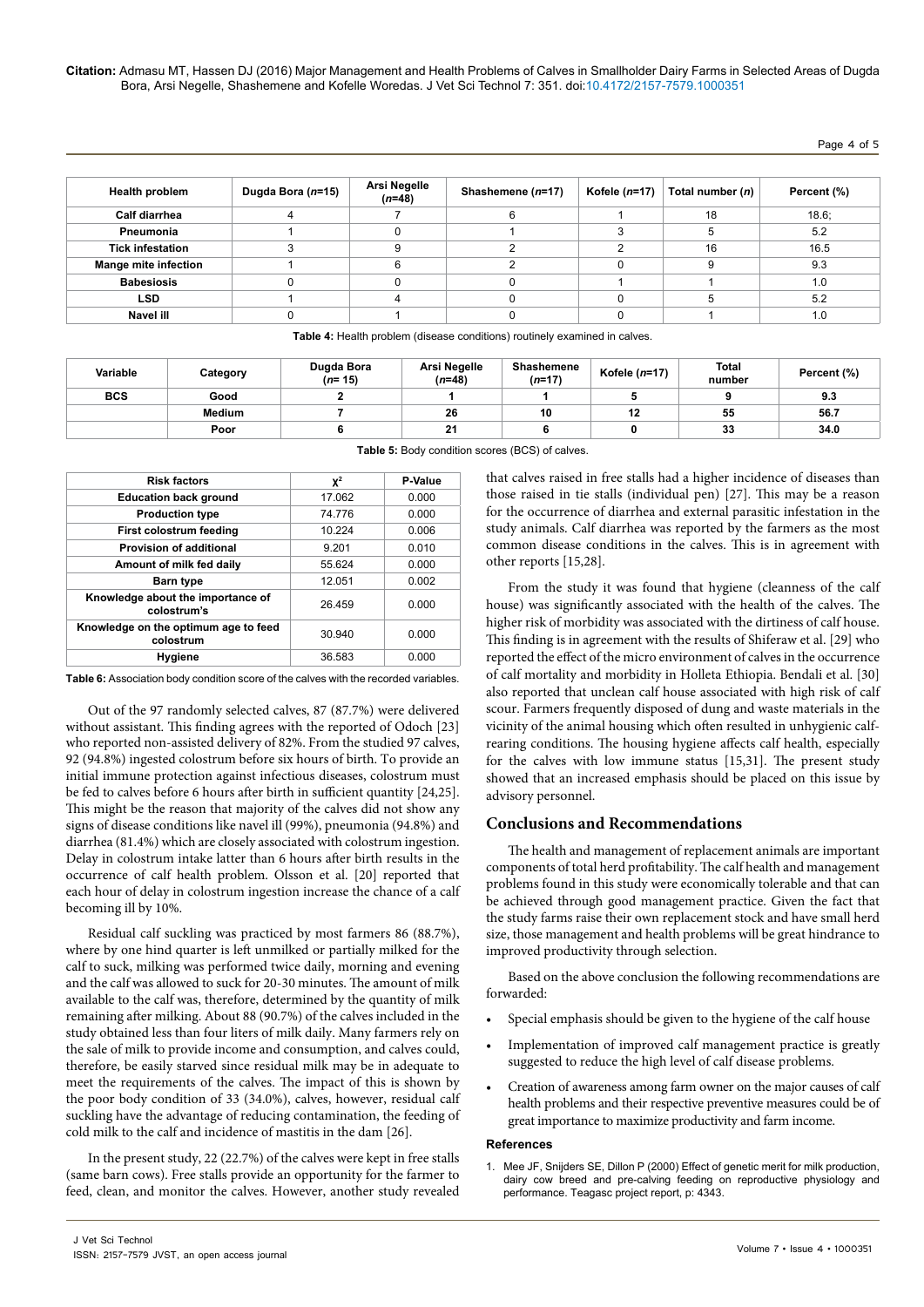| Health problem | Dugda Bora (*n*=15) | Arsi Negelle (*n*=48) | Shashemene (*n*=17) | Kofele (*n*=17) | Total number (*n*) | Percent (%) |
|---|---|---|---|---|---|---|
| Calf diarrhea | 4 | 7 | 6 | 1 | 18 | 18.6; |
| Pneumonia | 1 | 0 | 1 | 3 | 5 | 5.2 |
| Tick infestation | 3 | 9 | 2 | 2 | 16 | 16.5 |
| Mange mite infection | 1 | 6 | 2 | 0 | 9 | 9.3 |
| Babesiosis | 0 | 0 | 0 | 1 | 1 | 1.0 |
| LSD | 1 | 4 | 0 | 0 | 5 | 5.2 |
| Navel ill | 0 | 1 | 0 | 0 | 1 | 1.0 |

**Table 4:** Health problem (disease conditions) routinely examined in calves.

| Variable | Category | Dugda Bora (*n*= 15) | Arsi Negelle (*n*=48) | Shashemene (*n*=17) | Kofele (*n*=17) | Total number | Percent (%) |
|---|---|---|---|---|---|---|---|
| **BCS** | **Good** | **2** | **1** | **1** | **5** | **9** | **9.3** |
| | **Medium** | **7** | **26** | **10** | **12** | **55** | **56.7** |
| | **Poor** | **6** | **21** | **6** | **0** | **33** | **34.0** |

**Table 5:** Body condition scores (BCS) of calves.

| Risk factors | $\chi^2$ | P-Value |
|---|---|---|
| Education back ground | 17.062 | 0.000 |
| Production type | 74.776 | 0.000 |
| First colostrum feeding | 10.224 | 0.006 |
| Provision of additional | 9.201 | 0.010 |
| Amount of milk fed daily | 55.624 | 0.000 |
| Barn type | 12.051 | 0.002 |
| Knowledge about the importance of colostrum's | 26.459 | 0.000 |
| Knowledge on the optimum age to feed colostrum | 30.940 | 0.000 |
| Hygiene | 36.583 | 0.000 |

**Table 6:** Association body condition score of the calves with the recorded variables.

Out of the 97 randomly selected calves, 87 (87.7%) were delivered without assistant. This finding agrees with the reported of Odoch [23] who reported non-assisted delivery of 82%. From the studied 97 calves, 92 (94.8%) ingested colostrum before six hours of birth. To provide an initial immune protection against infectious diseases, colostrum must be fed to calves before 6 hours after birth in sufficient quantity [24,25]. This might be the reason that majority of the calves did not show any signs of disease conditions like navel ill (99%), pneumonia (94.8%) and diarrhea (81.4%) which are closely associated with colostrum ingestion. Delay in colostrum intake latter than 6 hours after birth results in the occurrence of calf health problem. Olsson et al. [20] reported that each hour of delay in colostrum ingestion increase the chance of a calf becoming ill by 10%.

Residual calf suckling was practiced by most farmers 86 (88.7%), where by one hind quarter is left unmilked or partially milked for the calf to suck, milking was performed twice daily, morning and evening and the calf was allowed to suck for 20-30 minutes. The amount of milk available to the calf was, therefore, determined by the quantity of milk remaining after milking. About 88 (90.7%) of the calves included in the study obtained less than four liters of milk daily. Many farmers rely on the sale of milk to provide income and consumption, and calves could, therefore, be easily starved since residual milk may be in adequate to meet the requirements of the calves. The impact of this is shown by the poor body condition of 33 (34.0%), calves, however, residual calf suckling have the advantage of reducing contamination, the feeding of cold milk to the calf and incidence of mastitis in the dam [26].

In the present study, 22 (22.7%) of the calves were kept in free stalls (same barn cows). Free stalls provide an opportunity for the farmer to feed, clean, and monitor the calves. However, another study revealed that calves raised in free stalls had a higher incidence of diseases than those raised in tie stalls (individual pen) [27]. This may be a reason for the occurrence of diarrhea and external parasitic infestation in the study animals. Calf diarrhea was reported by the farmers as the most common disease conditions in the calves. This is in agreement with other reports [15,28].

From the study it was found that hygiene (cleanness of the calf house) was significantly associated with the health of the calves. The higher risk of morbidity was associated with the dirtiness of calf house. This finding is in agreement with the results of Shiferaw et al. [29] who reported the effect of the micro environment of calves in the occurrence of calf mortality and morbidity in Holleta Ethiopia. Bendali et al. [30] also reported that unclean calf house associated with high risk of calf scour. Farmers frequently disposed of dung and waste materials in the vicinity of the animal housing which often resulted in unhygienic calf-rearing conditions. The housing hygiene affects calf health, especially for the calves with low immune status [15,31]. The present study showed that an increased emphasis should be placed on this issue by advisory personnel.

## Conclusions and Recommendations

The health and management of replacement animals are important components of total herd profitability. The calf health and management problems found in this study were economically tolerable and that can be achieved through good management practice. Given the fact that the study farms raise their own replacement stock and have small herd size, those management and health problems will be great hindrance to improved productivity through selection.

Based on the above conclusion the following recommendations are forwarded:

- Special emphasis should be given to the hygiene of the calf house
- Implementation of improved calf management practice is greatly suggested to reduce the high level of calf disease problems.
- Creation of awareness among farm owner on the major causes of calf health problems and their respective preventive measures could be of great importance to maximize productivity and farm income.

### References

1. Mee JF, Snijders SE, Dillon P (2000) Effect of genetic merit for milk production, dairy cow breed and pre-calving feeding on reproductive physiology and performance. Teagasc project report, p: 4343.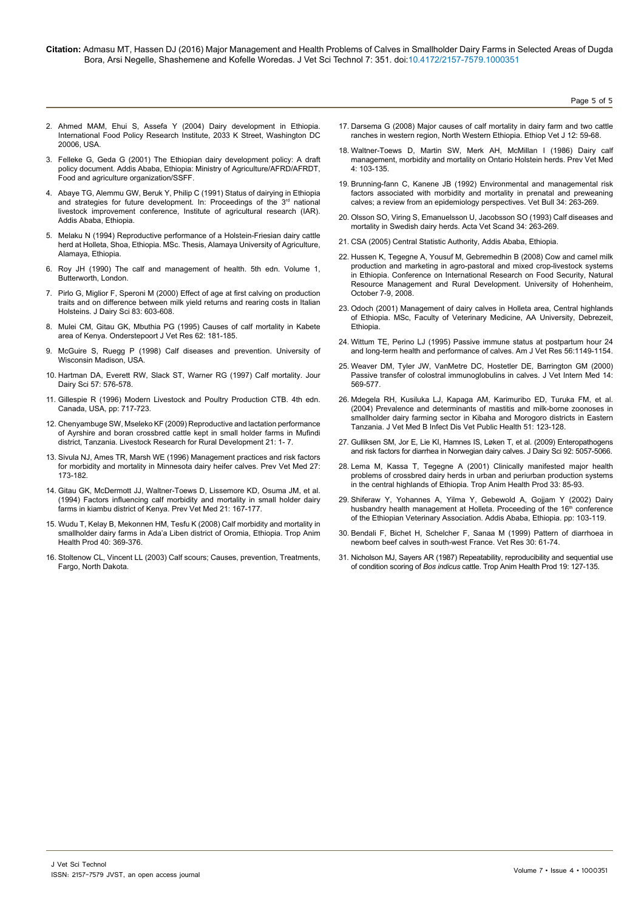2. Ahmed MAM, Ehui S, Assefa Y (2004) Dairy development in Ethiopia. International Food Policy Research Institute, 2033 K Street, Washington DC 20006, USA.

3. Felleke G, Geda G (2001) The Ethiopian dairy development policy: A draft policy document. Addis Ababa, Ethiopia: Ministry of Agriculture/AFRD/AFRDT, Food and agriculture organization/SSFF.

4. Abaye TG, Alemmu GW, Beruk Y, Philip C (1991) Status of dairying in Ethiopia and strategies for future development. In: Proceedings of the 3rd national livestock improvement conference, Institute of agricultural research (IAR). Addis Ababa, Ethiopia.

5. Melaku N (1994) Reproductive performance of a Holstein-Friesian dairy cattle herd at Holleta, Shoa, Ethiopia. MSc. Thesis, Alamaya University of Agriculture, Alamaya, Ethiopia.

6. Roy JH (1990) The calf and management of health. 5th edn. Volume 1, Butterworth, London.

7. Pirlo G, Miglior F, Speroni M (2000) Effect of age at first calving on production traits and on difference between milk yield returns and rearing costs in Italian Holsteins. J Dairy Sci 83: 603-608.

8. Mulei CM, Gitau GK, Mbuthia PG (1995) Causes of calf mortality in Kabete area of Kenya. Onderstepoort J Vet Res 62: 181-185.

9. McGuire S, Ruegg P (1998) Calf diseases and prevention. University of Wisconsin Madison, USA.

10. Hartman DA, Everett RW, Slack ST, Warner RG (1997) Calf mortality. Jour Dairy Sci 57: 576-578.

11. Gillespie R (1996) Modern Livestock and Poultry Production CTB. 4th edn. Canada, USA, pp: 717-723.

12. Chenyambuge SW, Mseleko KF (2009) Reproductive and lactation performance of Ayrshire and boran crossbred cattle kept in small holder farms in Mufindi district, Tanzania. Livestock Research for Rural Development 21: 1- 7.

13. Sivula NJ, Ames TR, Marsh WE (1996) Management practices and risk factors for morbidity and mortality in Minnesota dairy heifer calves. Prev Vet Med 27: 173-182.

14. Gitau GK, McDermott JJ, Waltner-Toews D, Lissemore KD, Osuma JM, et al. (1994) Factors influencing calf morbidity and mortality in small holder dairy farms in kiambu district of Kenya. Prev Vet Med 21: 167-177.

15. Wudu T, Kelay B, Mekonnen HM, Tesfu K (2008) Calf morbidity and mortality in smallholder dairy farms in Ada'a Liben district of Oromia, Ethiopia. Trop Anim Health Prod 40: 369-376.

16. Stoltenow CL, Vincent LL (2003) Calf scours; Causes, prevention, Treatments, Fargo, North Dakota.

17. Darsema G (2008) Major causes of calf mortality in dairy farm and two cattle ranches in western region, North Western Ethiopia. Ethiop Vet J 12: 59-68.

18. Waltner-Toews D, Martin SW, Merk AH, McMillan I (1986) Dairy calf management, morbidity and mortality on Ontario Holstein herds. Prev Vet Med 4: 103-135.

19. Brunning-fann C, Kanene JB (1992) Environmental and managemental risk factors associated with morbidity and mortality in prenatal and preweaning calves; a review from an epidemiology perspectives. Vet Bull 34: 263-269.

20. Olsson SO, Viring S, Emanuelsson U, Jacobsson SO (1993) Calf diseases and mortality in Swedish dairy herds. Acta Vet Scand 34: 263-269.

21. CSA (2005) Central Statistic Authority, Addis Ababa, Ethiopia.

22. Hussen K, Tegegne A, Yousuf M, Gebremedhin B (2008) Cow and camel milk production and marketing in agro-pastoral and mixed crop-livestock systems in Ethiopia. Conference on International Research on Food Security, Natural Resource Management and Rural Development. University of Hohenheim, October 7-9, 2008.

23. Odoch (2001) Management of dairy calves in Holleta area, Central highlands of Ethiopia. MSc, Faculty of Veterinary Medicine, AA University, Debrezeit, Ethiopia.

24. Wittum TE, Perino LJ (1995) Passive immune status at postpartum hour 24 and long-term health and performance of calves. Am J Vet Res 56:1149-1154.

25. Weaver DM, Tyler JW, VanMetre DC, Hostetler DE, Barrington GM (2000) Passive transfer of colostral immunoglobulins in calves. J Vet Intern Med 14: 569-577.

26. Mdegela RH, Kusiluka LJ, Kapaga AM, Karimuribo ED, Turuka FM, et al. (2004) Prevalence and determinants of mastitis and milk-borne zoonoses in smallholder dairy farming sector in Kibaha and Morogoro districts in Eastern Tanzania. J Vet Med B Infect Dis Vet Public Health 51: 123-128.

27. Gulliksen SM, Jor E, Lie KI, Hamnes IS, Løken T, et al. (2009) Enteropathogens and risk factors for diarrhea in Norwegian dairy calves. J Dairy Sci 92: 5057-5066.

28. Lema M, Kassa T, Tegegne A (2001) Clinically manifested major health problems of crossbred dairy herds in urban and periurban production systems in the central highlands of Ethiopia. Trop Anim Health Prod 33: 85-93.

29. Shiferaw Y, Yohannes A, Yilma Y, Gebewold A, Gojjam Y (2002) Dairy husbandry health management at Holleta. Proceeding of the 16th conference of the Ethiopian Veterinary Association. Addis Ababa, Ethiopia. pp: 103-119.

30. Bendali F, Bichet H, Schelcher F, Sanaa M (1999) Pattern of diarrhoea in newborn beef calves in south-west France. Vet Res 30: 61-74.

31. Nicholson MJ, Sayers AR (1987) Repeatability, reproducibility and sequential use of condition scoring of *Bos indicus* cattle. Trop Anim Health Prod 19: 127-135.